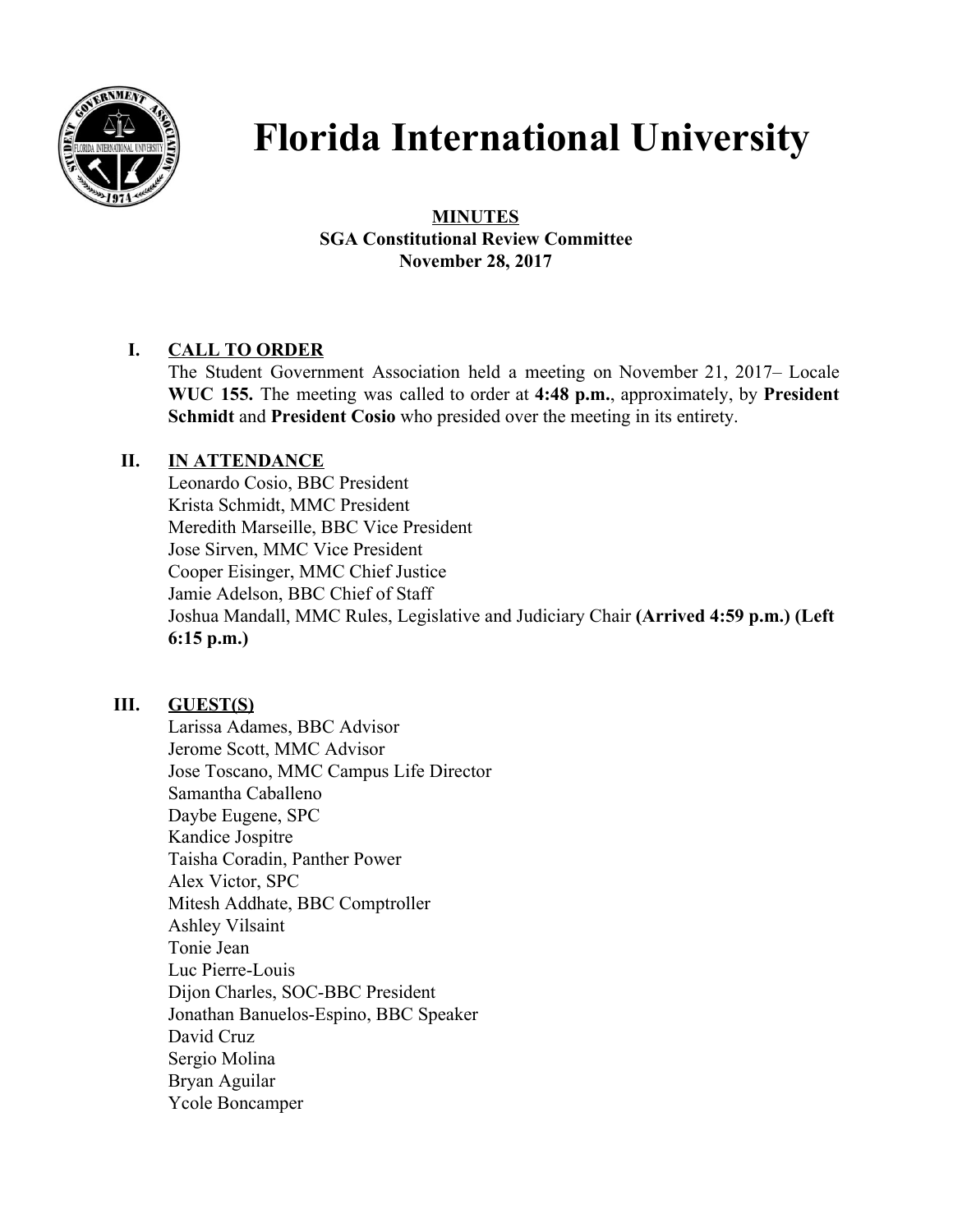# Florida International University

**MINUTES**
**SGA Constitutional Review Committee**
**November 28, 2017**

## I. CALL TO ORDER

The Student Government Association held a meeting on November 21, 2017– Locale **WUC 155.** The meeting was called to order at **4:48 p.m.**, approximately, by **President Schmidt** and **President Cosio** who presided over the meeting in its entirety.

## II. IN ATTENDANCE

Leonardo Cosio, BBC President
Krista Schmidt, MMC President
Meredith Marseille, BBC Vice President
Jose Sirven, MMC Vice President
Cooper Eisinger, MMC Chief Justice
Jamie Adelson, BBC Chief of Staff
Joshua Mandall, MMC Rules, Legislative and Judiciary Chair **(Arrived 4:59 p.m.) (Left 6:15 p.m.)**

## III. GUEST(S)

Larissa Adames, BBC Advisor
Jerome Scott, MMC Advisor
Jose Toscano, MMC Campus Life Director
Samantha Caballeno
Daybe Eugene, SPC
Kandice Jospitre
Taisha Coradin, Panther Power
Alex Victor, SPC
Mitesh Addhate, BBC Comptroller
Ashley Vilsaint
Tonie Jean
Luc Pierre-Louis
Dijon Charles, SOC-BBC President
Jonathan Banuelos-Espino, BBC Speaker
David Cruz
Sergio Molina
Bryan Aguilar
Ycole Boncamper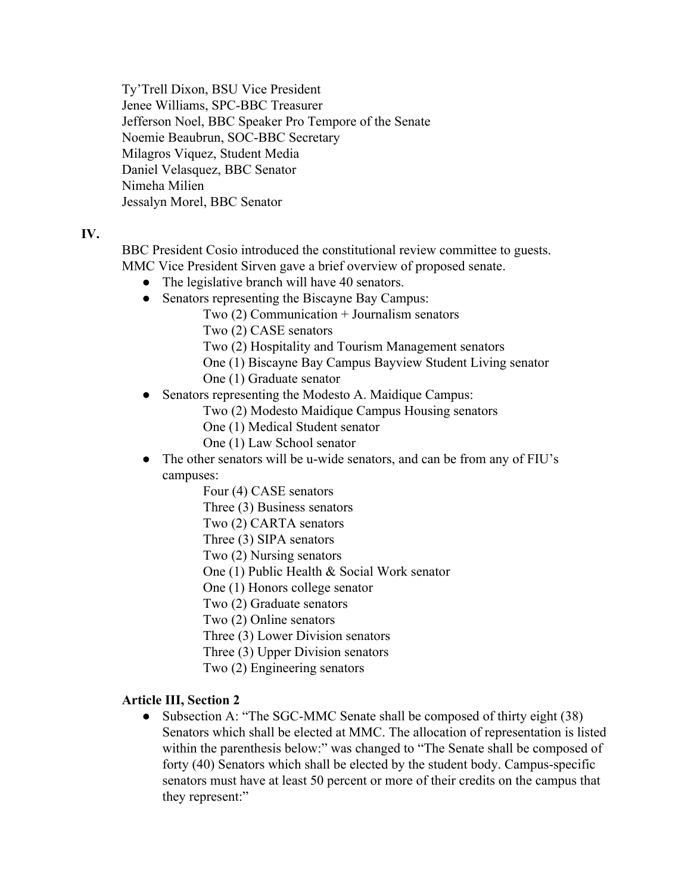Ty'Trell Dixon, BSU Vice President
Jenee Williams, SPC-BBC Treasurer
Jefferson Noel, BBC Speaker Pro Tempore of the Senate
Noemie Beaubrun, SOC-BBC Secretary
Milagros Viquez, Student Media
Daniel Velasquez, BBC Senator
Nimeha Milien
Jessalyn Morel, BBC Senator

**IV.**

BBC President Cosio introduced the constitutional review committee to guests.
MMC Vice President Sirven gave a brief overview of proposed senate.

- The legislative branch will have 40 senators.
- Senators representing the Biscayne Bay Campus:
  - Two (2) Communication + Journalism senators
  - Two (2) CASE senators
  - Two (2) Hospitality and Tourism Management senators
  - One (1) Biscayne Bay Campus Bayview Student Living senator
  - One (1) Graduate senator
- Senators representing the Modesto A. Maidique Campus:
  - Two (2) Modesto Maidique Campus Housing senators
  - One (1) Medical Student senator
  - One (1) Law School senator
- The other senators will be u-wide senators, and can be from any of FIU's campuses:
  - Four (4) CASE senators
  - Three (3) Business senators
  - Two (2) CARTA senators
  - Three (3) SIPA senators
  - Two (2) Nursing senators
  - One (1) Public Health & Social Work senator
  - One (1) Honors college senator
  - Two (2) Graduate senators
  - Two (2) Online senators
  - Three (3) Lower Division senators
  - Three (3) Upper Division senators
  - Two (2) Engineering senators

**Article III, Section 2**

- Subsection A: "The SGC-MMC Senate shall be composed of thirty eight (38) Senators which shall be elected at MMC. The allocation of representation is listed within the parenthesis below:" was changed to "The Senate shall be composed of forty (40) Senators which shall be elected by the student body. Campus-specific senators must have at least 50 percent or more of their credits on the campus that they represent:"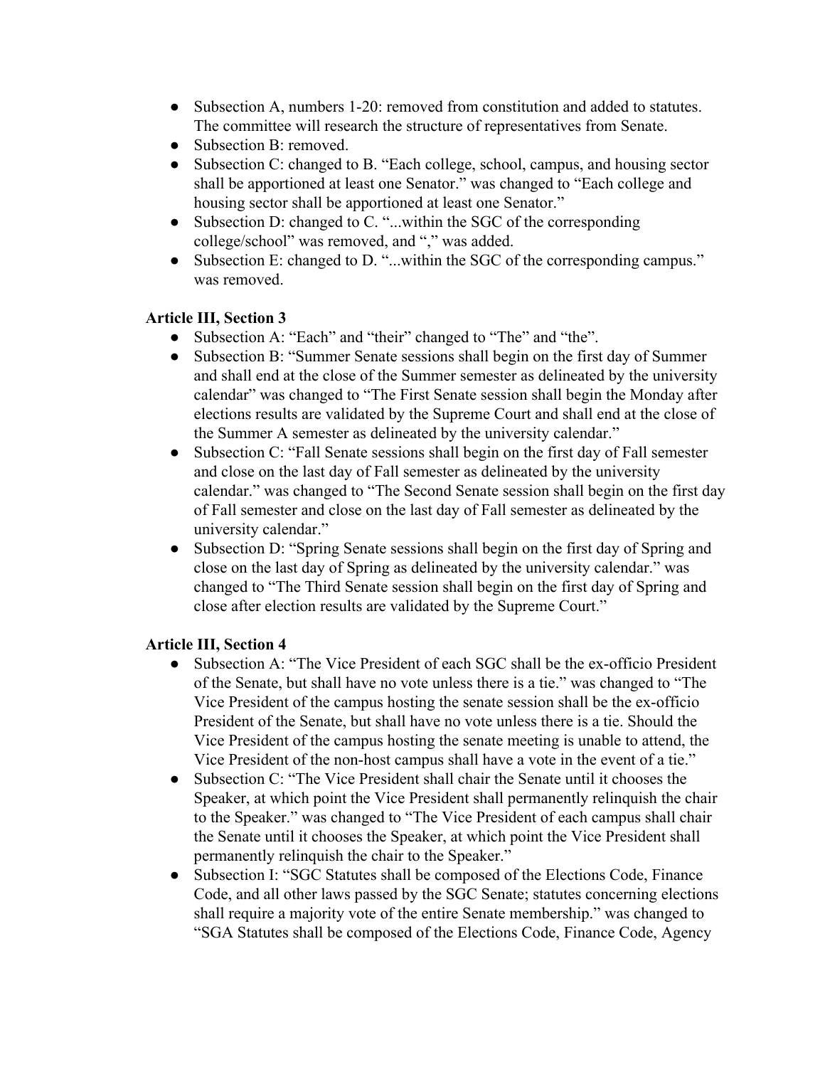- Subsection A, numbers 1-20: removed from constitution and added to statutes. The committee will research the structure of representatives from Senate.
- Subsection B: removed.
- Subsection C: changed to B. "Each college, school, campus, and housing sector shall be apportioned at least one Senator." was changed to "Each college and housing sector shall be apportioned at least one Senator."
- Subsection D: changed to C. "...within the SGC of the corresponding college/school" was removed, and "," was added.
- Subsection E: changed to D. "...within the SGC of the corresponding campus." was removed.

**Article III, Section 3**

- Subsection A: "Each" and "their" changed to "The" and "the".
- Subsection B: "Summer Senate sessions shall begin on the first day of Summer and shall end at the close of the Summer semester as delineated by the university calendar" was changed to "The First Senate session shall begin the Monday after elections results are validated by the Supreme Court and shall end at the close of the Summer A semester as delineated by the university calendar."
- Subsection C: "Fall Senate sessions shall begin on the first day of Fall semester and close on the last day of Fall semester as delineated by the university calendar." was changed to "The Second Senate session shall begin on the first day of Fall semester and close on the last day of Fall semester as delineated by the university calendar."
- Subsection D: "Spring Senate sessions shall begin on the first day of Spring and close on the last day of Spring as delineated by the university calendar." was changed to "The Third Senate session shall begin on the first day of Spring and close after election results are validated by the Supreme Court."

**Article III, Section 4**

- Subsection A: "The Vice President of each SGC shall be the ex-officio President of the Senate, but shall have no vote unless there is a tie." was changed to "The Vice President of the campus hosting the senate session shall be the ex-officio President of the Senate, but shall have no vote unless there is a tie. Should the Vice President of the campus hosting the senate meeting is unable to attend, the Vice President of the non-host campus shall have a vote in the event of a tie."
- Subsection C: "The Vice President shall chair the Senate until it chooses the Speaker, at which point the Vice President shall permanently relinquish the chair to the Speaker." was changed to "The Vice President of each campus shall chair the Senate until it chooses the Speaker, at which point the Vice President shall permanently relinquish the chair to the Speaker."
- Subsection I: "SGC Statutes shall be composed of the Elections Code, Finance Code, and all other laws passed by the SGC Senate; statutes concerning elections shall require a majority vote of the entire Senate membership." was changed to "SGA Statutes shall be composed of the Elections Code, Finance Code, Agency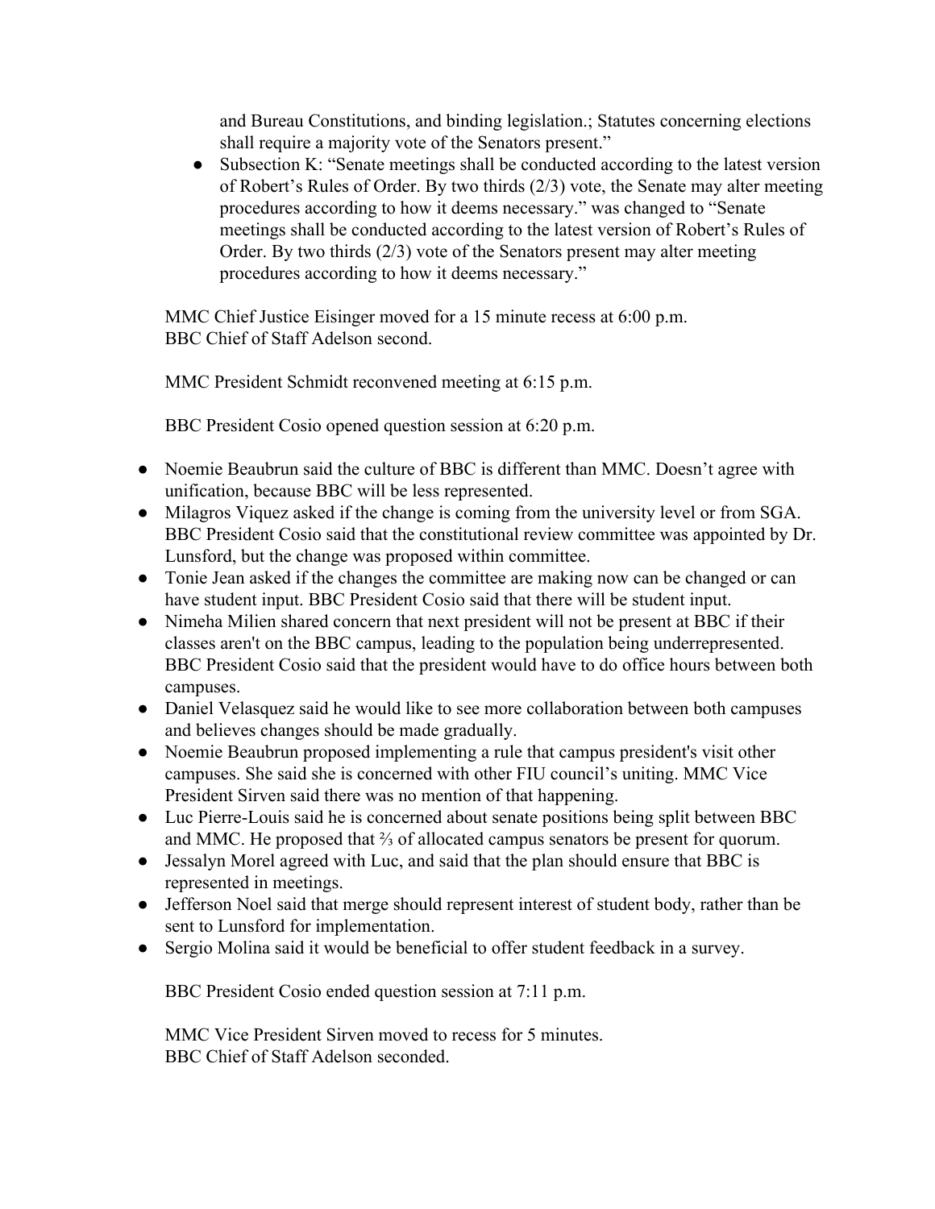and Bureau Constitutions, and binding legislation.; Statutes concerning elections shall require a majority vote of the Senators present."

- Subsection K: "Senate meetings shall be conducted according to the latest version of Robert's Rules of Order. By two thirds (2/3) vote, the Senate may alter meeting procedures according to how it deems necessary." was changed to "Senate meetings shall be conducted according to the latest version of Robert's Rules of Order. By two thirds (2/3) vote of the Senators present may alter meeting procedures according to how it deems necessary."

MMC Chief Justice Eisinger moved for a 15 minute recess at 6:00 p.m.
BBC Chief of Staff Adelson second.

MMC President Schmidt reconvened meeting at 6:15 p.m.

BBC President Cosio opened question session at 6:20 p.m.

- Noemie Beaubrun said the culture of BBC is different than MMC. Doesn't agree with unification, because BBC will be less represented.
- Milagros Viquez asked if the change is coming from the university level or from SGA. BBC President Cosio said that the constitutional review committee was appointed by Dr. Lunsford, but the change was proposed within committee.
- Tonie Jean asked if the changes the committee are making now can be changed or can have student input. BBC President Cosio said that there will be student input.
- Nimeha Milien shared concern that next president will not be present at BBC if their classes aren't on the BBC campus, leading to the population being underrepresented. BBC President Cosio said that the president would have to do office hours between both campuses.
- Daniel Velasquez said he would like to see more collaboration between both campuses and believes changes should be made gradually.
- Noemie Beaubrun proposed implementing a rule that campus president's visit other campuses. She said she is concerned with other FIU council's uniting. MMC Vice President Sirven said there was no mention of that happening.
- Luc Pierre-Louis said he is concerned about senate positions being split between BBC and MMC. He proposed that ⅔ of allocated campus senators be present for quorum.
- Jessalyn Morel agreed with Luc, and said that the plan should ensure that BBC is represented in meetings.
- Jefferson Noel said that merge should represent interest of student body, rather than be sent to Lunsford for implementation.
- Sergio Molina said it would be beneficial to offer student feedback in a survey.

BBC President Cosio ended question session at 7:11 p.m.

MMC Vice President Sirven moved to recess for 5 minutes.
BBC Chief of Staff Adelson seconded.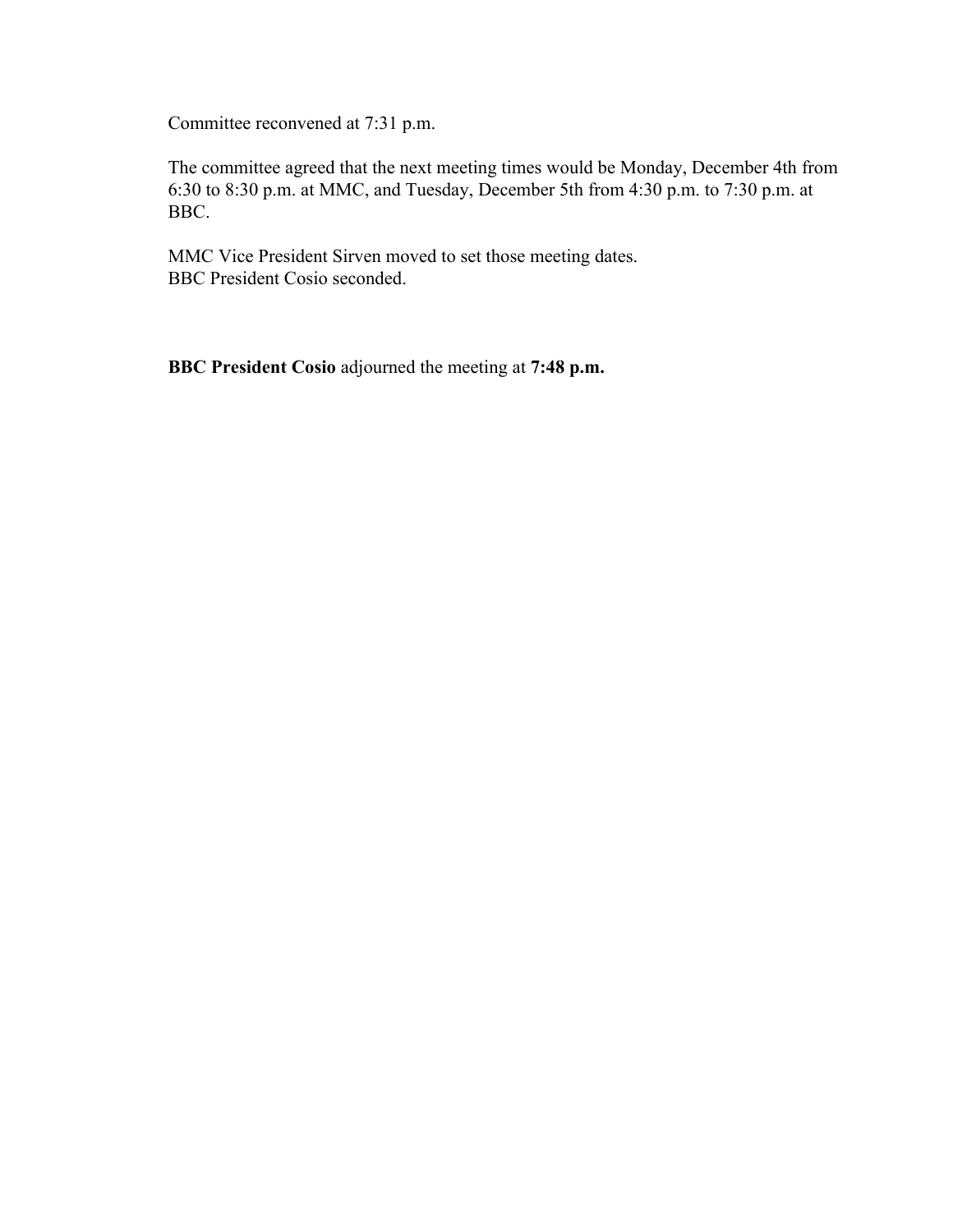Committee reconvened at 7:31 p.m.

The committee agreed that the next meeting times would be Monday, December 4th from 6:30 to 8:30 p.m. at MMC, and Tuesday, December 5th from 4:30 p.m. to 7:30 p.m. at BBC.

MMC Vice President Sirven moved to set those meeting dates.
BBC President Cosio seconded.

**BBC President Cosio** adjourned the meeting at **7:48 p.m.**